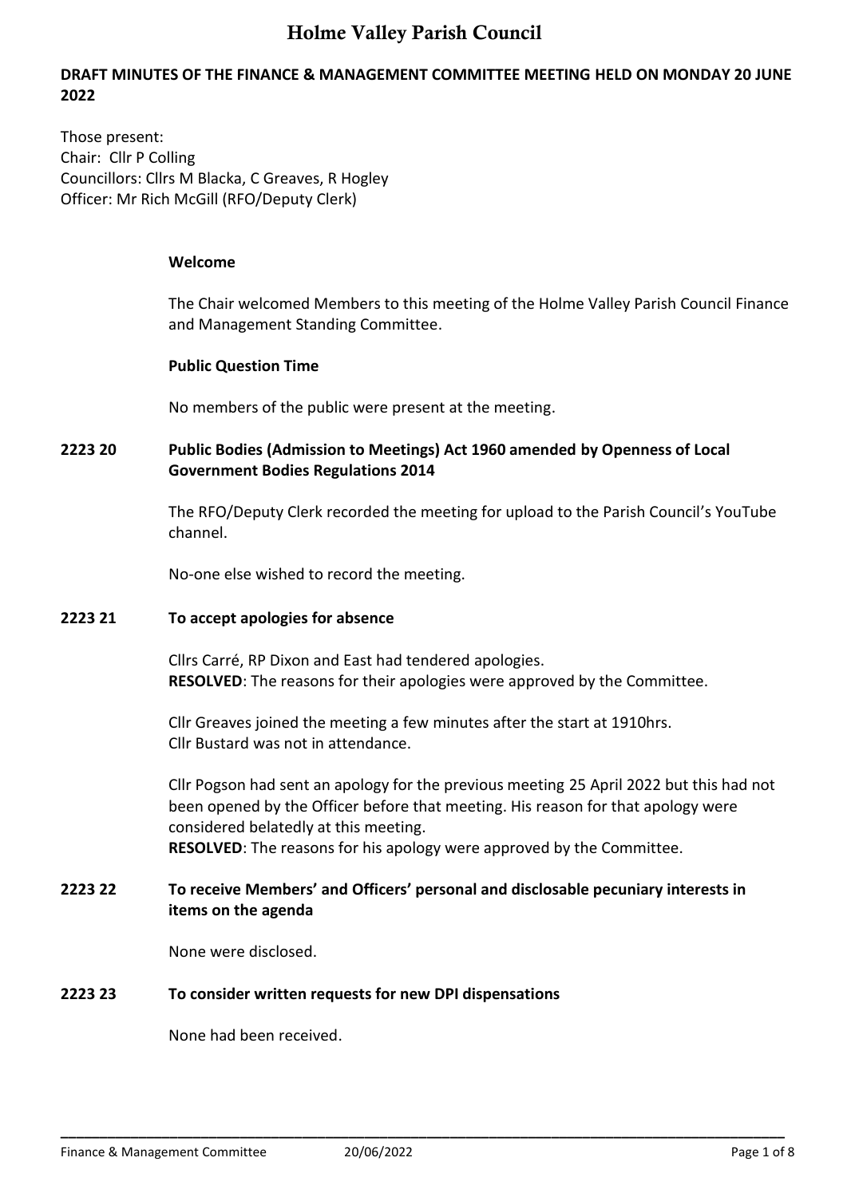# Holme Valley Parish Council

## DRAFT MINUTES OF THE FINANCE & MANAGEMENT COMMITTEE MEETING HELD ON MONDAY 20 JUNE 2022

Those present:
Chair: Cllr P Colling
Councillors: Cllrs M Blacka, C Greaves, R Hogley
Officer: Mr Rich McGill (RFO/Deputy Clerk)

**Welcome**

The Chair welcomed Members to this meeting of the Holme Valley Parish Council Finance and Management Standing Committee.

**Public Question Time**

No members of the public were present at the meeting.

**2223 20 Public Bodies (Admission to Meetings) Act 1960 amended by Openness of Local Government Bodies Regulations 2014**

The RFO/Deputy Clerk recorded the meeting for upload to the Parish Council's YouTube channel.

No-one else wished to record the meeting.

**2223 21 To accept apologies for absence**

Cllrs Carré, RP Dixon and East had tendered apologies.
**RESOLVED**: The reasons for their apologies were approved by the Committee.

Cllr Greaves joined the meeting a few minutes after the start at 1910hrs.
Cllr Bustard was not in attendance.

Cllr Pogson had sent an apology for the previous meeting 25 April 2022 but this had not been opened by the Officer before that meeting. His reason for that apology were considered belatedly at this meeting.
**RESOLVED**: The reasons for his apology were approved by the Committee.

**2223 22 To receive Members' and Officers' personal and disclosable pecuniary interests in items on the agenda**

None were disclosed.

**2223 23 To consider written requests for new DPI dispensations**

None had been received.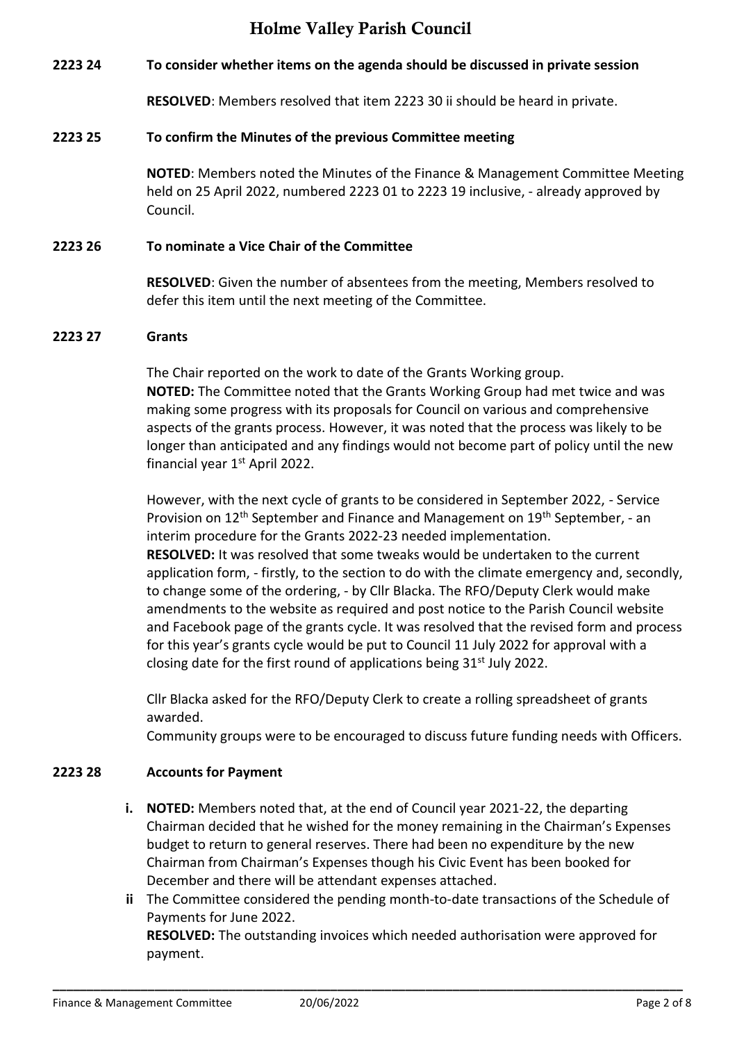**2223 24 To consider whether items on the agenda should be discussed in private session**

**RESOLVED**: Members resolved that item 2223 30 ii should be heard in private.

**2223 25 To confirm the Minutes of the previous Committee meeting**

**NOTED**: Members noted the Minutes of the Finance & Management Committee Meeting held on 25 April 2022, numbered 2223 01 to 2223 19 inclusive, - already approved by Council.

**2223 26 To nominate a Vice Chair of the Committee**

**RESOLVED**: Given the number of absentees from the meeting, Members resolved to defer this item until the next meeting of the Committee.

**2223 27 Grants**

The Chair reported on the work to date of the Grants Working group.
**NOTED:** The Committee noted that the Grants Working Group had met twice and was making some progress with its proposals for Council on various and comprehensive aspects of the grants process. However, it was noted that the process was likely to be longer than anticipated and any findings would not become part of policy until the new financial year 1st April 2022.

However, with the next cycle of grants to be considered in September 2022, - Service Provision on 12th September and Finance and Management on 19th September, - an interim procedure for the Grants 2022-23 needed implementation.
**RESOLVED:** It was resolved that some tweaks would be undertaken to the current application form, - firstly, to the section to do with the climate emergency and, secondly, to change some of the ordering, - by Cllr Blacka. The RFO/Deputy Clerk would make amendments to the website as required and post notice to the Parish Council website and Facebook page of the grants cycle. It was resolved that the revised form and process for this year's grants cycle would be put to Council 11 July 2022 for approval with a closing date for the first round of applications being 31st July 2022.

Cllr Blacka asked for the RFO/Deputy Clerk to create a rolling spreadsheet of grants awarded.
Community groups were to be encouraged to discuss future funding needs with Officers.

**2223 28 Accounts for Payment**

- **i. NOTED:** Members noted that, at the end of Council year 2021-22, the departing Chairman decided that he wished for the money remaining in the Chairman's Expenses budget to return to general reserves. There had been no expenditure by the new Chairman from Chairman's Expenses though his Civic Event has been booked for December and there will be attendant expenses attached.
- **ii** The Committee considered the pending month-to-date transactions of the Schedule of Payments for June 2022.
  **RESOLVED:** The outstanding invoices which needed authorisation were approved for payment.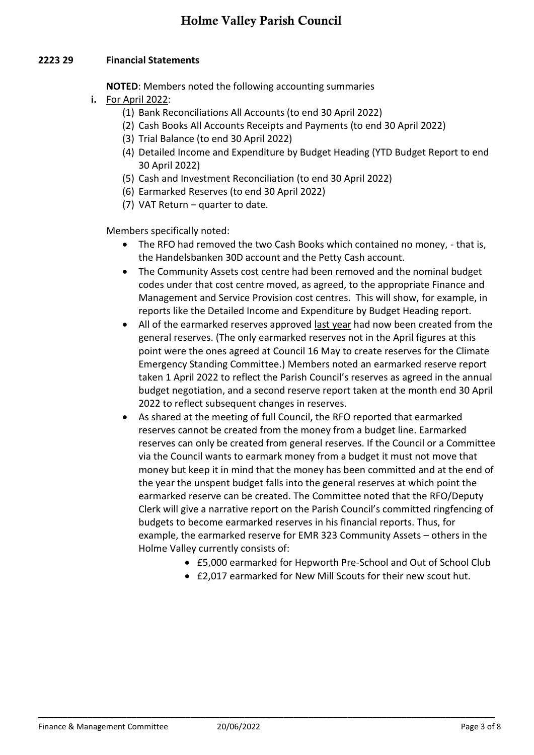## 2223 29 Financial Statements

**NOTED**: Members noted the following accounting summaries

**i.** For April 2022:

(1) Bank Reconciliations All Accounts (to end 30 April 2022)
(2) Cash Books All Accounts Receipts and Payments (to end 30 April 2022)
(3) Trial Balance (to end 30 April 2022)
(4) Detailed Income and Expenditure by Budget Heading (YTD Budget Report to end 30 April 2022)
(5) Cash and Investment Reconciliation (to end 30 April 2022)
(6) Earmarked Reserves (to end 30 April 2022)
(7) VAT Return – quarter to date.

Members specifically noted:

- The RFO had removed the two Cash Books which contained no money, - that is, the Handelsbanken 30D account and the Petty Cash account.
- The Community Assets cost centre had been removed and the nominal budget codes under that cost centre moved, as agreed, to the appropriate Finance and Management and Service Provision cost centres. This will show, for example, in reports like the Detailed Income and Expenditure by Budget Heading report.
- All of the earmarked reserves approved last year had now been created from the general reserves. (The only earmarked reserves not in the April figures at this point were the ones agreed at Council 16 May to create reserves for the Climate Emergency Standing Committee.) Members noted an earmarked reserve report taken 1 April 2022 to reflect the Parish Council's reserves as agreed in the annual budget negotiation, and a second reserve report taken at the month end 30 April 2022 to reflect subsequent changes in reserves.
- As shared at the meeting of full Council, the RFO reported that earmarked reserves cannot be created from the money from a budget line. Earmarked reserves can only be created from general reserves. If the Council or a Committee via the Council wants to earmark money from a budget it must not move that money but keep it in mind that the money has been committed and at the end of the year the unspent budget falls into the general reserves at which point the earmarked reserve can be created. The Committee noted that the RFO/Deputy Clerk will give a narrative report on the Parish Council's committed ringfencing of budgets to become earmarked reserves in his financial reports. Thus, for example, the earmarked reserve for EMR 323 Community Assets – others in the Holme Valley currently consists of:
  - £5,000 earmarked for Hepworth Pre-School and Out of School Club
  - £2,017 earmarked for New Mill Scouts for their new scout hut.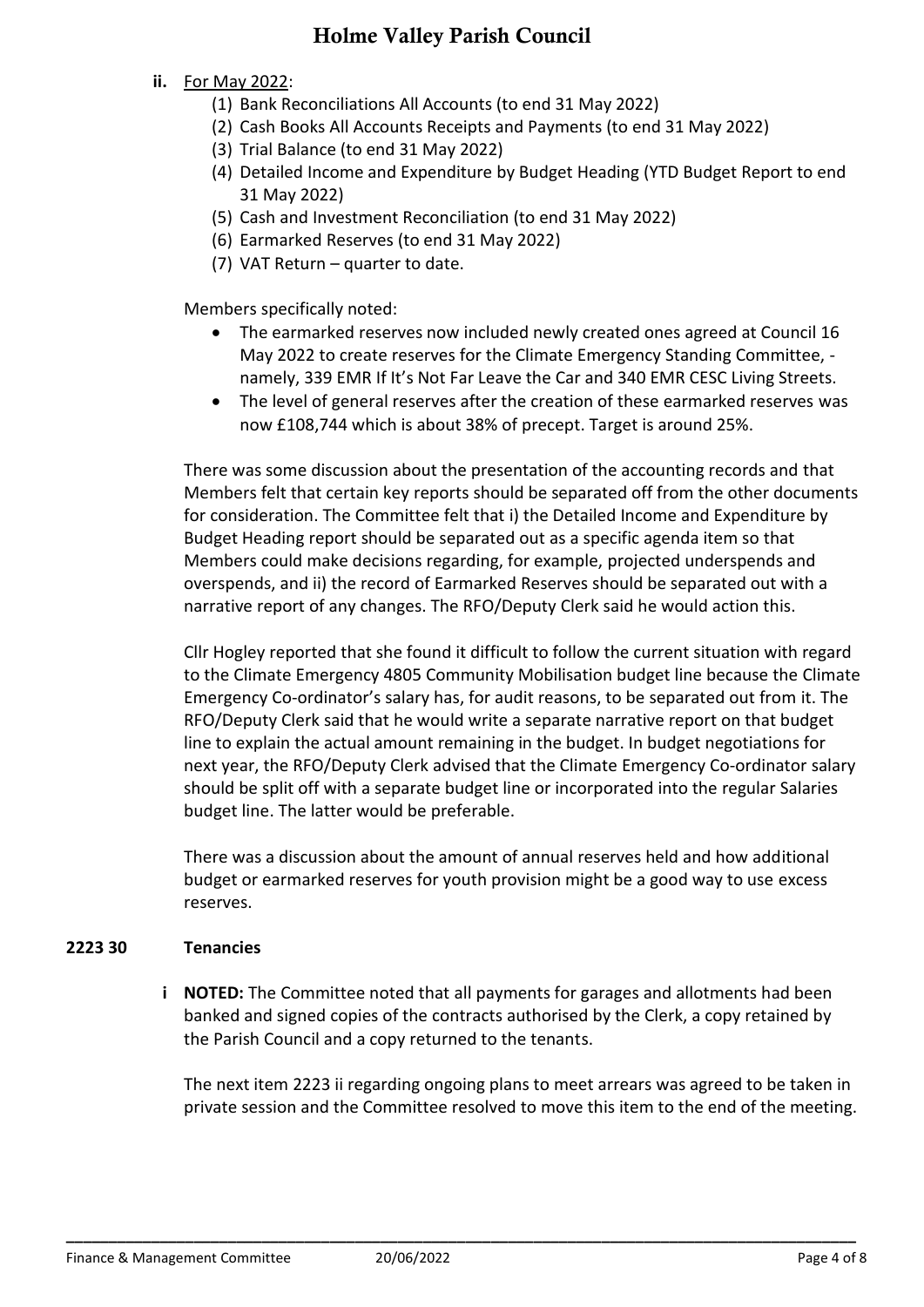**ii.** For May 2022:

(1) Bank Reconciliations All Accounts (to end 31 May 2022)
(2) Cash Books All Accounts Receipts and Payments (to end 31 May 2022)
(3) Trial Balance (to end 31 May 2022)
(4) Detailed Income and Expenditure by Budget Heading (YTD Budget Report to end 31 May 2022)
(5) Cash and Investment Reconciliation (to end 31 May 2022)
(6) Earmarked Reserves (to end 31 May 2022)
(7) VAT Return – quarter to date.

Members specifically noted:

- The earmarked reserves now included newly created ones agreed at Council 16 May 2022 to create reserves for the Climate Emergency Standing Committee, - namely, 339 EMR If It's Not Far Leave the Car and 340 EMR CESC Living Streets.
- The level of general reserves after the creation of these earmarked reserves was now £108,744 which is about 38% of precept. Target is around 25%.

There was some discussion about the presentation of the accounting records and that Members felt that certain key reports should be separated off from the other documents for consideration. The Committee felt that i) the Detailed Income and Expenditure by Budget Heading report should be separated out as a specific agenda item so that Members could make decisions regarding, for example, projected underspends and overspends, and ii) the record of Earmarked Reserves should be separated out with a narrative report of any changes. The RFO/Deputy Clerk said he would action this.

Cllr Hogley reported that she found it difficult to follow the current situation with regard to the Climate Emergency 4805 Community Mobilisation budget line because the Climate Emergency Co-ordinator's salary has, for audit reasons, to be separated out from it. The RFO/Deputy Clerk said that he would write a separate narrative report on that budget line to explain the actual amount remaining in the budget. In budget negotiations for next year, the RFO/Deputy Clerk advised that the Climate Emergency Co-ordinator salary should be split off with a separate budget line or incorporated into the regular Salaries budget line. The latter would be preferable.

There was a discussion about the amount of annual reserves held and how additional budget or earmarked reserves for youth provision might be a good way to use excess reserves.

**2223 30 Tenancies**

**i NOTED:** The Committee noted that all payments for garages and allotments had been banked and signed copies of the contracts authorised by the Clerk, a copy retained by the Parish Council and a copy returned to the tenants.

The next item 2223 ii regarding ongoing plans to meet arrears was agreed to be taken in private session and the Committee resolved to move this item to the end of the meeting.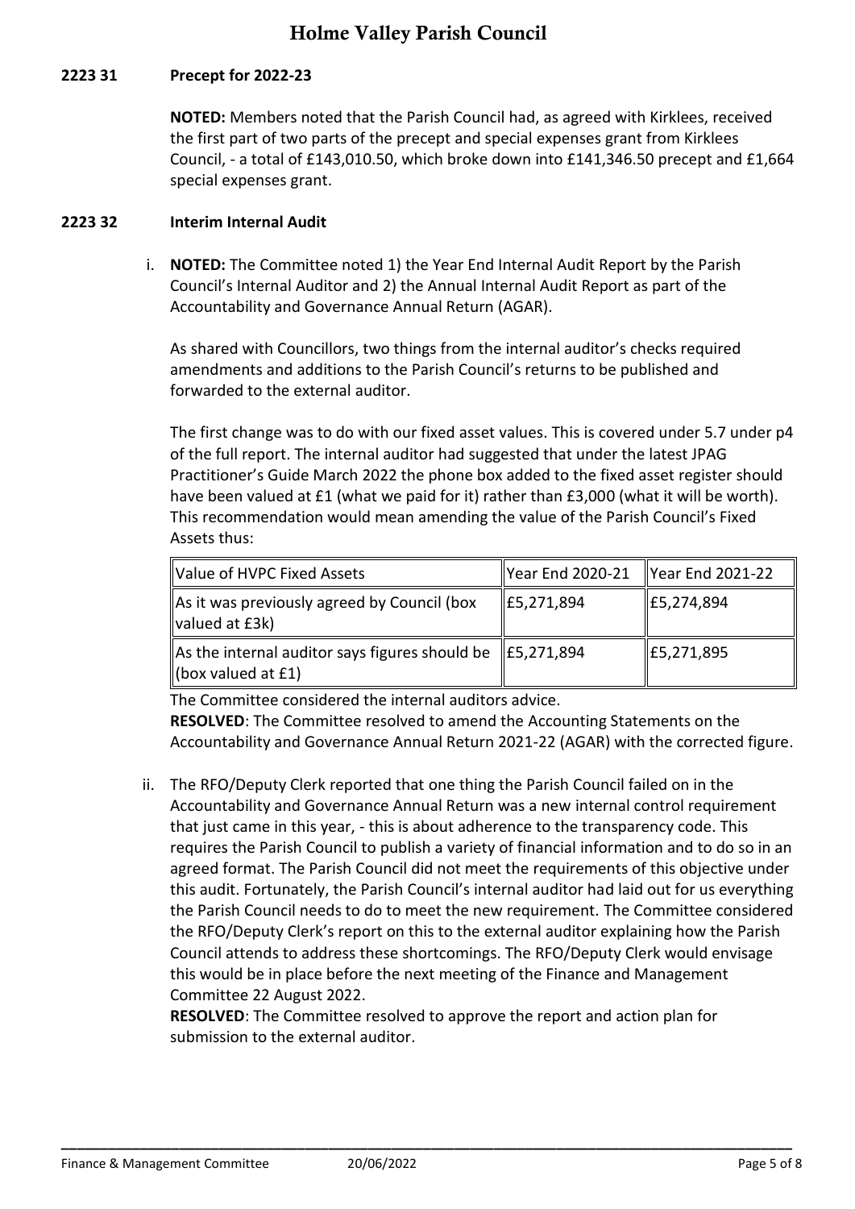**2223 31 Precept for 2022-23**

**NOTED:** Members noted that the Parish Council had, as agreed with Kirklees, received the first part of two parts of the precept and special expenses grant from Kirklees Council, - a total of £143,010.50, which broke down into £141,346.50 precept and £1,664 special expenses grant.

**2223 32 Interim Internal Audit**

i. **NOTED:** The Committee noted 1) the Year End Internal Audit Report by the Parish Council's Internal Auditor and 2) the Annual Internal Audit Report as part of the Accountability and Governance Annual Return (AGAR).

   As shared with Councillors, two things from the internal auditor's checks required amendments and additions to the Parish Council's returns to be published and forwarded to the external auditor.

   The first change was to do with our fixed asset values. This is covered under 5.7 under p4 of the full report. The internal auditor had suggested that under the latest JPAG Practitioner's Guide March 2022 the phone box added to the fixed asset register should have been valued at £1 (what we paid for it) rather than £3,000 (what it will be worth). This recommendation would mean amending the value of the Parish Council's Fixed Assets thus:

| Value of HVPC Fixed Assets | Year End 2020-21 | Year End 2021-22 |
|---|---|---|
| As it was previously agreed by Council (box valued at £3k) | £5,271,894 | £5,274,894 |
| As the internal auditor says figures should be (box valued at £1) | £5,271,894 | £5,271,895 |

   The Committee considered the internal auditors advice.
   **RESOLVED**: The Committee resolved to amend the Accounting Statements on the Accountability and Governance Annual Return 2021-22 (AGAR) with the corrected figure.

ii. The RFO/Deputy Clerk reported that one thing the Parish Council failed on in the Accountability and Governance Annual Return was a new internal control requirement that just came in this year, - this is about adherence to the transparency code. This requires the Parish Council to publish a variety of financial information and to do so in an agreed format. The Parish Council did not meet the requirements of this objective under this audit. Fortunately, the Parish Council's internal auditor had laid out for us everything the Parish Council needs to do to meet the new requirement. The Committee considered the RFO/Deputy Clerk's report on this to the external auditor explaining how the Parish Council attends to address these shortcomings. The RFO/Deputy Clerk would envisage this would be in place before the next meeting of the Finance and Management Committee 22 August 2022.
   **RESOLVED**: The Committee resolved to approve the report and action plan for submission to the external auditor.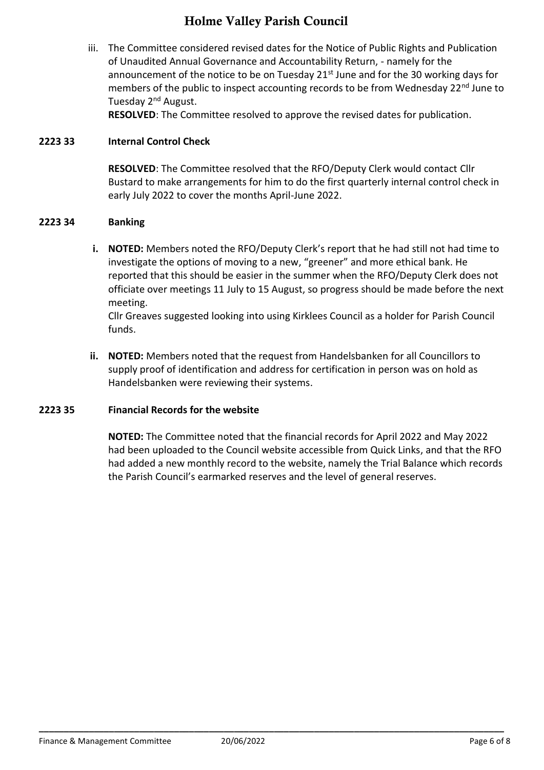iii. The Committee considered revised dates for the Notice of Public Rights and Publication of Unaudited Annual Governance and Accountability Return, - namely for the announcement of the notice to be on Tuesday 21st June and for the 30 working days for members of the public to inspect accounting records to be from Wednesday 22nd June to Tuesday 2nd August.
**RESOLVED**: The Committee resolved to approve the revised dates for publication.

## 2223 33 Internal Control Check

**RESOLVED**: The Committee resolved that the RFO/Deputy Clerk would contact Cllr Bustard to make arrangements for him to do the first quarterly internal control check in early July 2022 to cover the months April-June 2022.

## 2223 34 Banking

**i. NOTED:** Members noted the RFO/Deputy Clerk's report that he had still not had time to investigate the options of moving to a new, "greener" and more ethical bank. He reported that this should be easier in the summer when the RFO/Deputy Clerk does not officiate over meetings 11 July to 15 August, so progress should be made before the next meeting.
Cllr Greaves suggested looking into using Kirklees Council as a holder for Parish Council funds.

**ii. NOTED:** Members noted that the request from Handelsbanken for all Councillors to supply proof of identification and address for certification in person was on hold as Handelsbanken were reviewing their systems.

## 2223 35 Financial Records for the website

**NOTED:** The Committee noted that the financial records for April 2022 and May 2022 had been uploaded to the Council website accessible from Quick Links, and that the RFO had added a new monthly record to the website, namely the Trial Balance which records the Parish Council's earmarked reserves and the level of general reserves.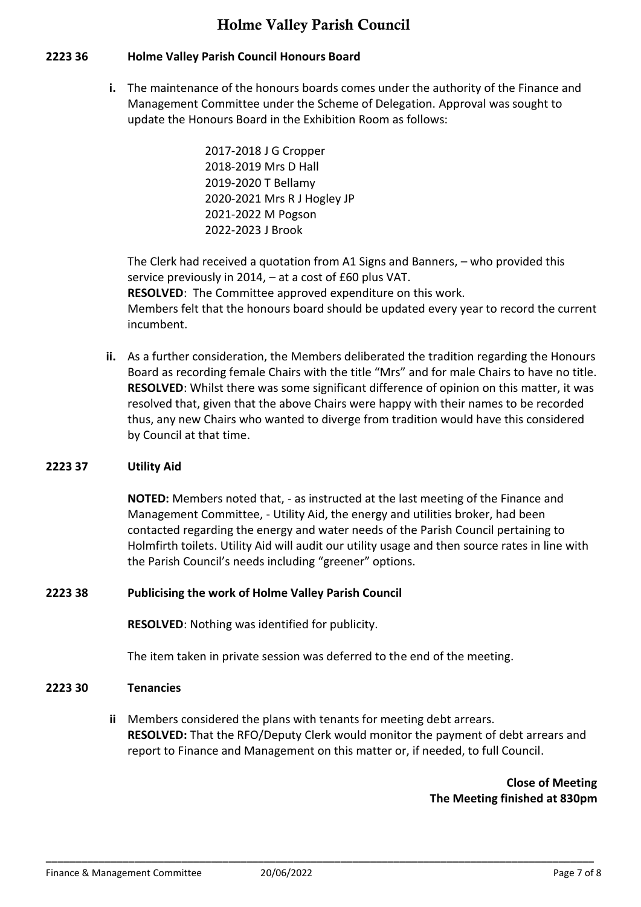### 2223 36 Holme Valley Parish Council Honours Board

**i.** The maintenance of the honours boards comes under the authority of the Finance and Management Committee under the Scheme of Delegation. Approval was sought to update the Honours Board in the Exhibition Room as follows:

2017-2018 J G Cropper
2018-2019 Mrs D Hall
2019-2020 T Bellamy
2020-2021 Mrs R J Hogley JP
2021-2022 M Pogson
2022-2023 J Brook

The Clerk had received a quotation from A1 Signs and Banners, – who provided this service previously in 2014, – at a cost of £60 plus VAT.
**RESOLVED**: The Committee approved expenditure on this work.
Members felt that the honours board should be updated every year to record the current incumbent.

**ii.** As a further consideration, the Members deliberated the tradition regarding the Honours Board as recording female Chairs with the title "Mrs" and for male Chairs to have no title.
**RESOLVED**: Whilst there was some significant difference of opinion on this matter, it was resolved that, given that the above Chairs were happy with their names to be recorded thus, any new Chairs who wanted to diverge from tradition would have this considered by Council at that time.

### 2223 37 Utility Aid

**NOTED:** Members noted that, - as instructed at the last meeting of the Finance and Management Committee, - Utility Aid, the energy and utilities broker, had been contacted regarding the energy and water needs of the Parish Council pertaining to Holmfirth toilets. Utility Aid will audit our utility usage and then source rates in line with the Parish Council's needs including "greener" options.

### 2223 38 Publicising the work of Holme Valley Parish Council

**RESOLVED**: Nothing was identified for publicity.

The item taken in private session was deferred to the end of the meeting.

### 2223 30 Tenancies

**ii** Members considered the plans with tenants for meeting debt arrears.
**RESOLVED:** That the RFO/Deputy Clerk would monitor the payment of debt arrears and report to Finance and Management on this matter or, if needed, to full Council.

**Close of Meeting**
**The Meeting finished at 830pm**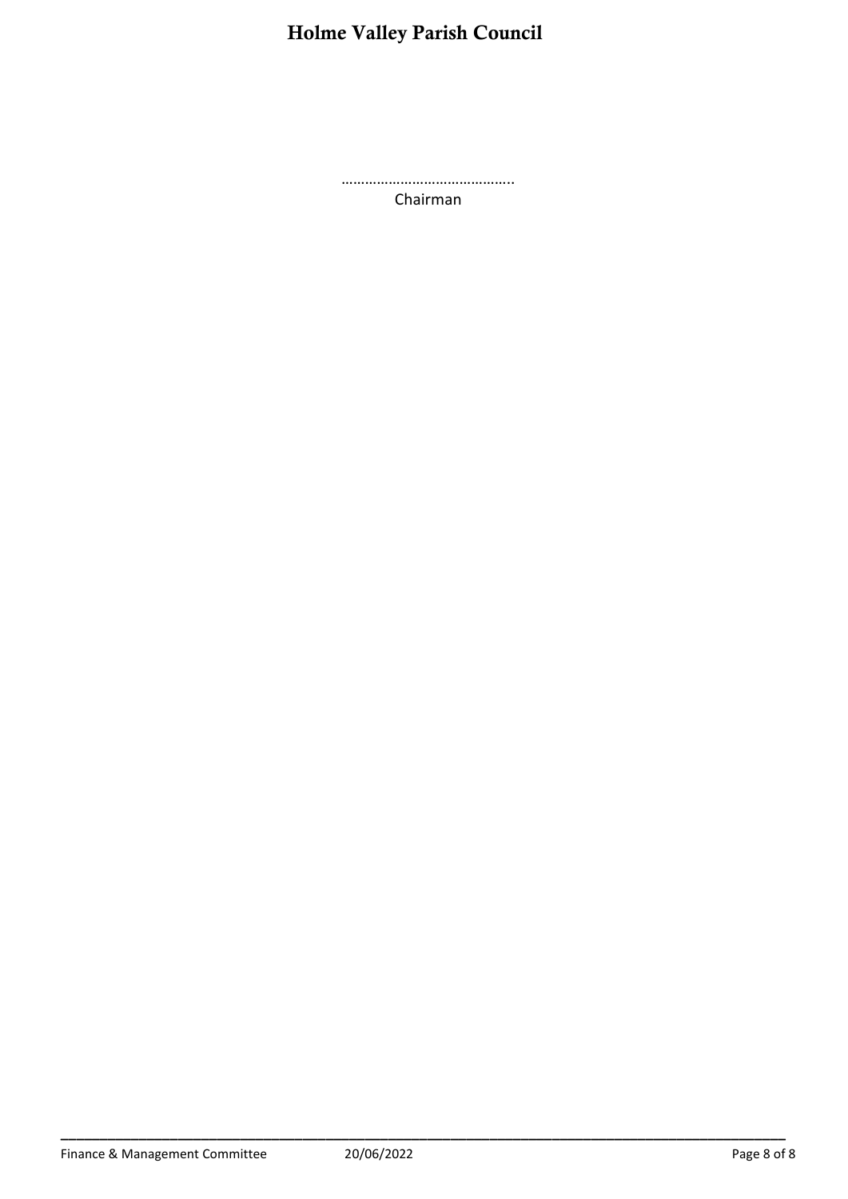……………………………………..

Chairman